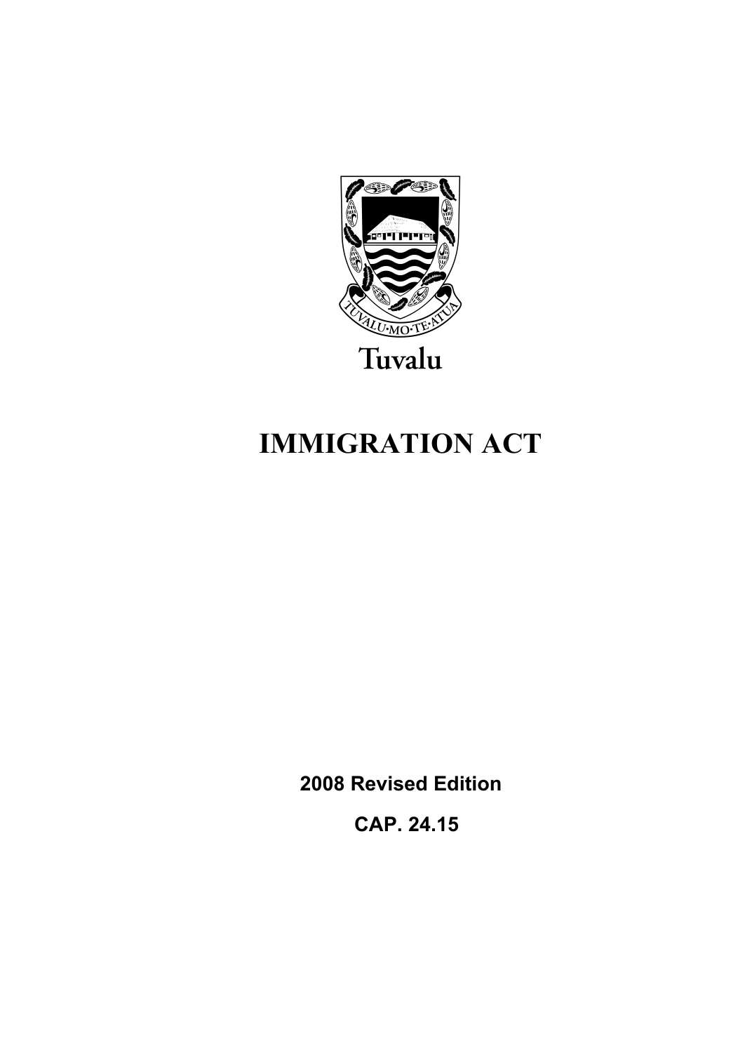TUVALU·MO·TE·ATUA

Tuvalu

# IMMIGRATION ACT

**2008 Revised Edition**

**CAP. 24.15**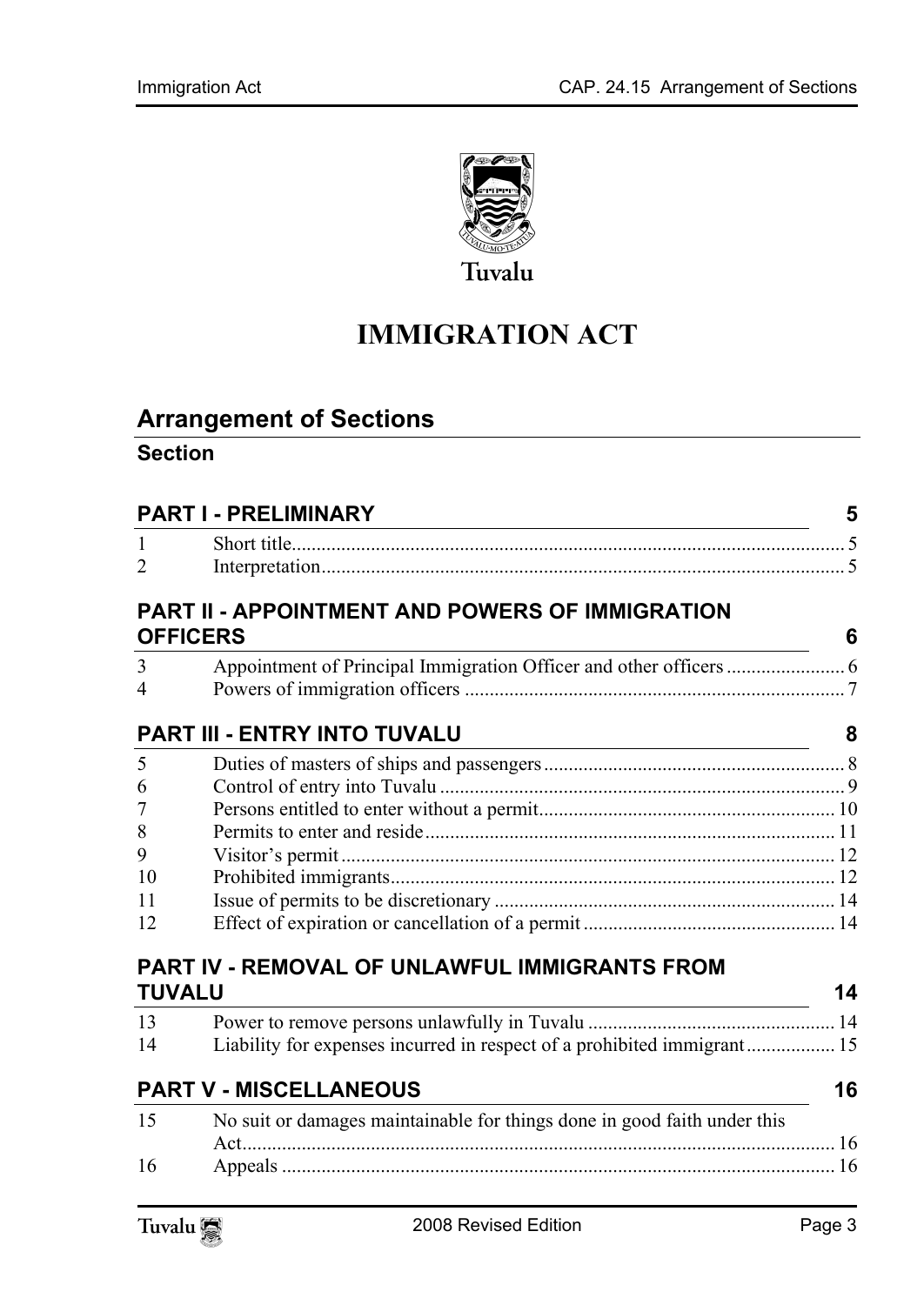Tuvalu

# IMMIGRATION ACT

## Arrangement of Sections

### Section

| | | |
|---|---|---|
| **PART I - PRELIMINARY** | | **5** |
| 1 | Short title | 5 |
| 2 | Interpretation | 5 |
| **PART II - APPOINTMENT AND POWERS OF IMMIGRATION OFFICERS** | | **6** |
| 3 | Appointment of Principal Immigration Officer and other officers | 6 |
| 4 | Powers of immigration officers | 7 |
| **PART III - ENTRY INTO TUVALU** | | **8** |
| 5 | Duties of masters of ships and passengers | 8 |
| 6 | Control of entry into Tuvalu | 9 |
| 7 | Persons entitled to enter without a permit | 10 |
| 8 | Permits to enter and reside | 11 |
| 9 | Visitor's permit | 12 |
| 10 | Prohibited immigrants | 12 |
| 11 | Issue of permits to be discretionary | 14 |
| 12 | Effect of expiration or cancellation of a permit | 14 |
| **PART IV - REMOVAL OF UNLAWFUL IMMIGRANTS FROM TUVALU** | | **14** |
| 13 | Power to remove persons unlawfully in Tuvalu | 14 |
| 14 | Liability for expenses incurred in respect of a prohibited immigrant | 15 |
| **PART V - MISCELLANEOUS** | | **16** |
| 15 | No suit or damages maintainable for things done in good faith under this Act | 16 |
| 16 | Appeals | 16 |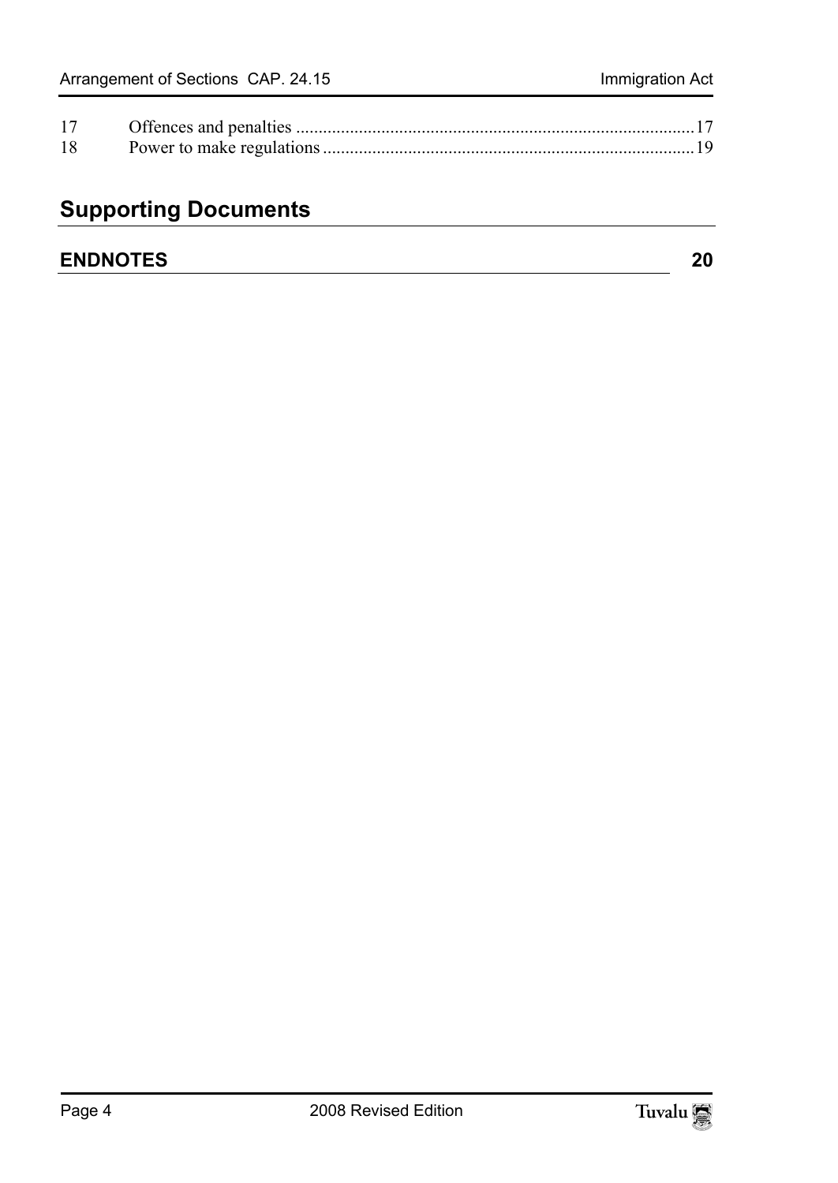| | | |
|---|---|---|
| 17 | Offences and penalties | 17 |
| 18 | Power to make regulations | 19 |

## Supporting Documents

**ENDNOTES** **20**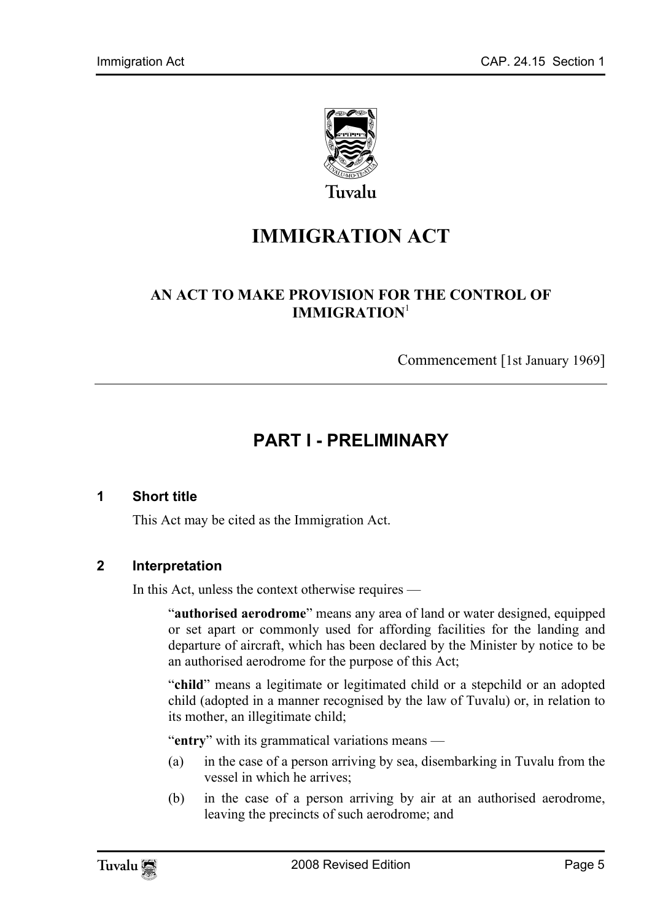# IMMIGRATION ACT

## AN ACT TO MAKE PROVISION FOR THE CONTROL OF IMMIGRATION[1]

Commencement [1st January 1969]

## PART I - PRELIMINARY

### 1 Short title

This Act may be cited as the Immigration Act.

### 2 Interpretation

In this Act, unless the context otherwise requires —

"**authorised aerodrome**" means any area of land or water designed, equipped or set apart or commonly used for affording facilities for the landing and departure of aircraft, which has been declared by the Minister by notice to be an authorised aerodrome for the purpose of this Act;

"**child**" means a legitimate or legitimated child or a stepchild or an adopted child (adopted in a manner recognised by the law of Tuvalu) or, in relation to its mother, an illegitimate child;

"**entry**" with its grammatical variations means —

(a) in the case of a person arriving by sea, disembarking in Tuvalu from the vessel in which he arrives;

(b) in the case of a person arriving by air at an authorised aerodrome, leaving the precincts of such aerodrome; and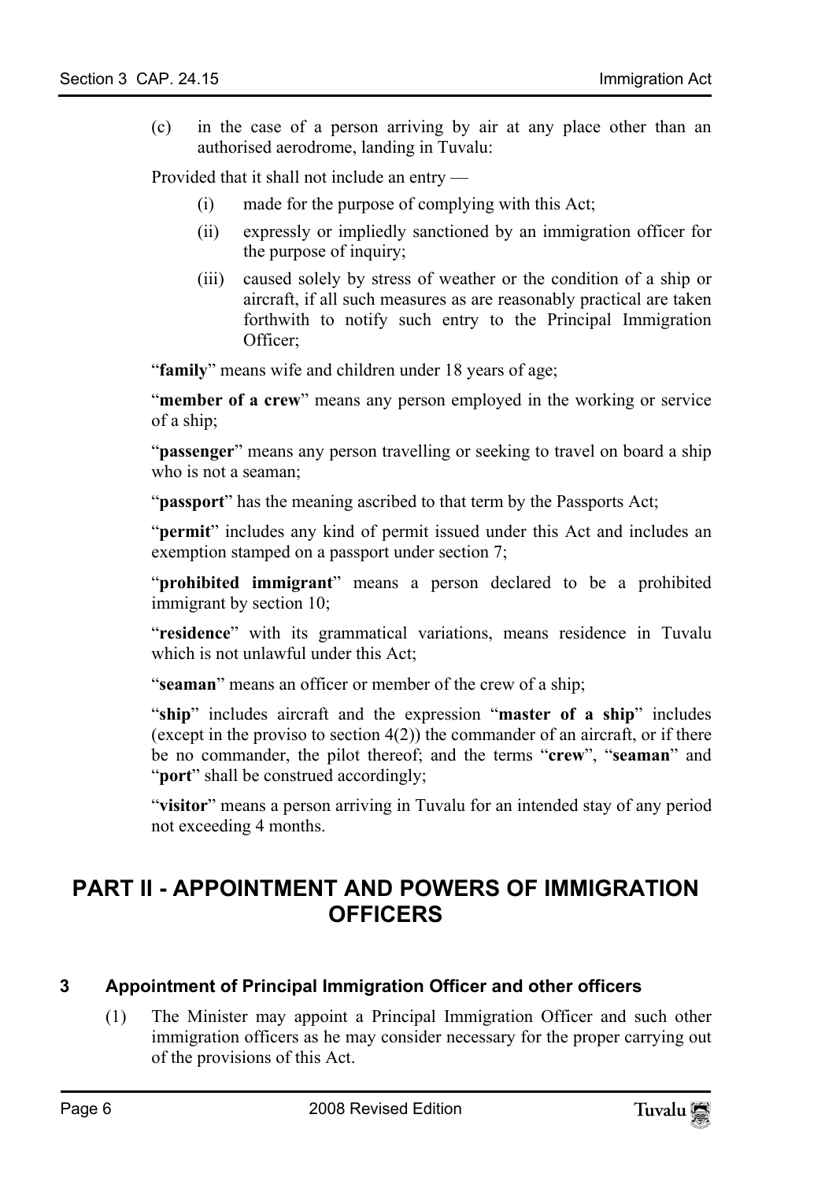(c) in the case of a person arriving by air at any place other than an authorised aerodrome, landing in Tuvalu:

Provided that it shall not include an entry —

(i) made for the purpose of complying with this Act;

(ii) expressly or impliedly sanctioned by an immigration officer for the purpose of inquiry;

(iii) caused solely by stress of weather or the condition of a ship or aircraft, if all such measures as are reasonably practical are taken forthwith to notify such entry to the Principal Immigration Officer;

"**family**" means wife and children under 18 years of age;

"**member of a crew**" means any person employed in the working or service of a ship;

"**passenger**" means any person travelling or seeking to travel on board a ship who is not a seaman;

"**passport**" has the meaning ascribed to that term by the Passports Act;

"**permit**" includes any kind of permit issued under this Act and includes an exemption stamped on a passport under section 7;

"**prohibited immigrant**" means a person declared to be a prohibited immigrant by section 10;

"**residence**" with its grammatical variations, means residence in Tuvalu which is not unlawful under this Act;

"**seaman**" means an officer or member of the crew of a ship;

"**ship**" includes aircraft and the expression "**master of a ship**" includes (except in the proviso to section 4(2)) the commander of an aircraft, or if there be no commander, the pilot thereof; and the terms "**crew**", "**seaman**" and "**port**" shall be construed accordingly;

"**visitor**" means a person arriving in Tuvalu for an intended stay of any period not exceeding 4 months.

## PART II - APPOINTMENT AND POWERS OF IMMIGRATION OFFICERS

### 3 Appointment of Principal Immigration Officer and other officers

(1) The Minister may appoint a Principal Immigration Officer and such other immigration officers as he may consider necessary for the proper carrying out of the provisions of this Act.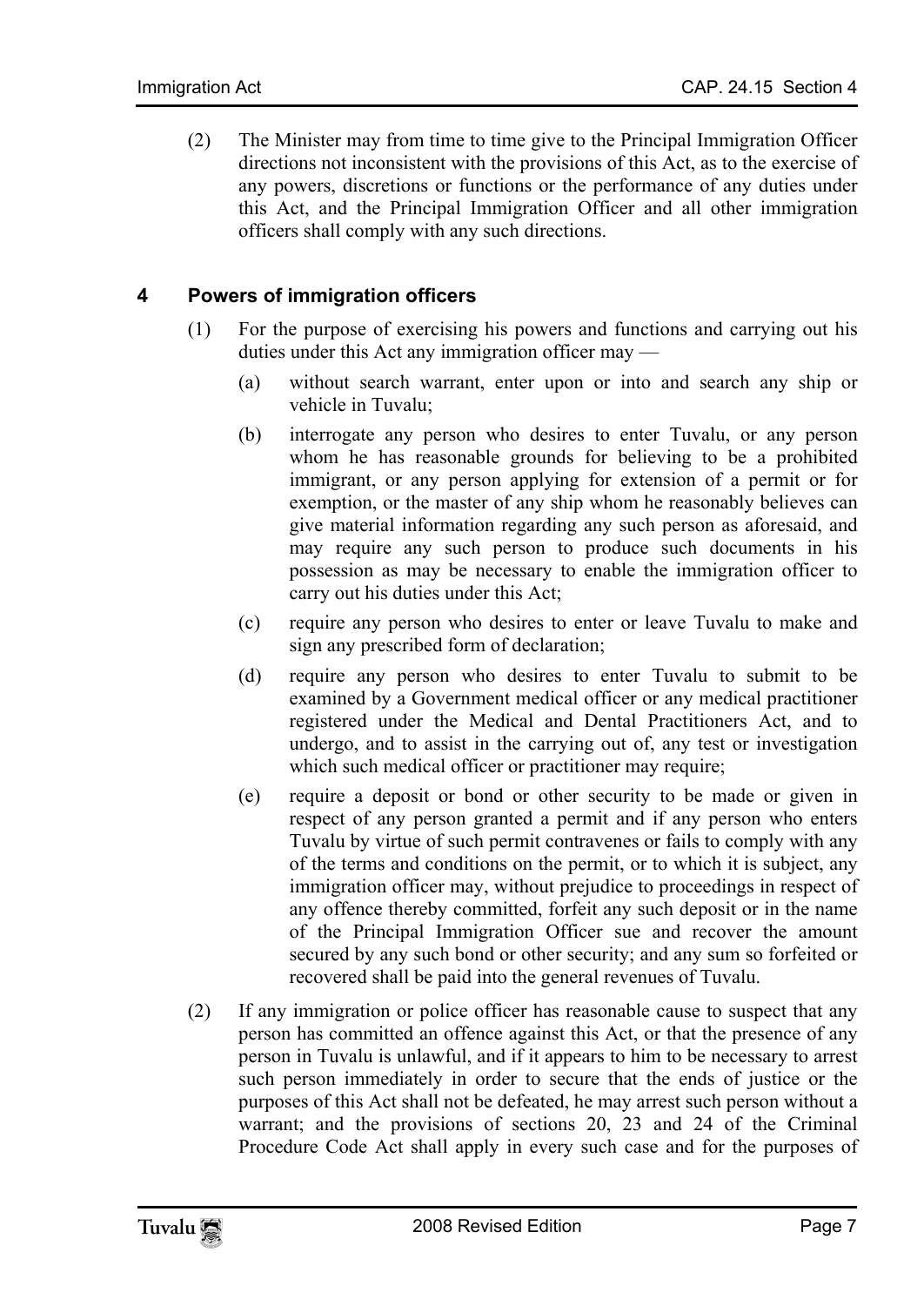(2) The Minister may from time to time give to the Principal Immigration Officer directions not inconsistent with the provisions of this Act, as to the exercise of any powers, discretions or functions or the performance of any duties under this Act, and the Principal Immigration Officer and all other immigration officers shall comply with any such directions.

### 4 Powers of immigration officers

(1) For the purpose of exercising his powers and functions and carrying out his duties under this Act any immigration officer may —

(a) without search warrant, enter upon or into and search any ship or vehicle in Tuvalu;

(b) interrogate any person who desires to enter Tuvalu, or any person whom he has reasonable grounds for believing to be a prohibited immigrant, or any person applying for extension of a permit or for exemption, or the master of any ship whom he reasonably believes can give material information regarding any such person as aforesaid, and may require any such person to produce such documents in his possession as may be necessary to enable the immigration officer to carry out his duties under this Act;

(c) require any person who desires to enter or leave Tuvalu to make and sign any prescribed form of declaration;

(d) require any person who desires to enter Tuvalu to submit to be examined by a Government medical officer or any medical practitioner registered under the Medical and Dental Practitioners Act, and to undergo, and to assist in the carrying out of, any test or investigation which such medical officer or practitioner may require;

(e) require a deposit or bond or other security to be made or given in respect of any person granted a permit and if any person who enters Tuvalu by virtue of such permit contravenes or fails to comply with any of the terms and conditions on the permit, or to which it is subject, any immigration officer may, without prejudice to proceedings in respect of any offence thereby committed, forfeit any such deposit or in the name of the Principal Immigration Officer sue and recover the amount secured by any such bond or other security; and any sum so forfeited or recovered shall be paid into the general revenues of Tuvalu.

(2) If any immigration or police officer has reasonable cause to suspect that any person has committed an offence against this Act, or that the presence of any person in Tuvalu is unlawful, and if it appears to him to be necessary to arrest such person immediately in order to secure that the ends of justice or the purposes of this Act shall not be defeated, he may arrest such person without a warrant; and the provisions of sections 20, 23 and 24 of the Criminal Procedure Code Act shall apply in every such case and for the purposes of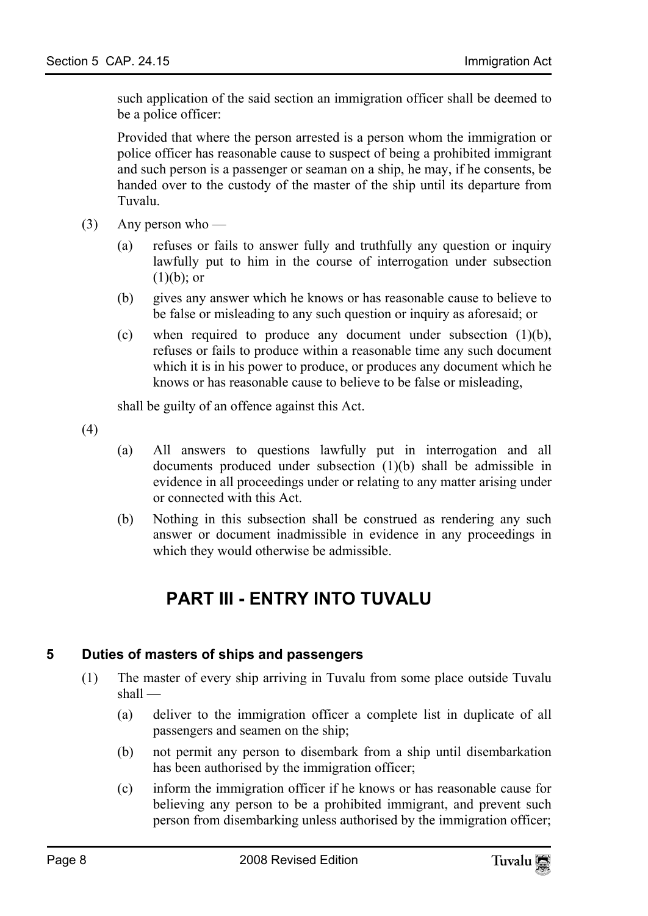such application of the said section an immigration officer shall be deemed to be a police officer:

Provided that where the person arrested is a person whom the immigration or police officer has reasonable cause to suspect of being a prohibited immigrant and such person is a passenger or seaman on a ship, he may, if he consents, be handed over to the custody of the master of the ship until its departure from Tuvalu.

(3) Any person who —

(a) refuses or fails to answer fully and truthfully any question or inquiry lawfully put to him in the course of interrogation under subsection (1)(b); or

(b) gives any answer which he knows or has reasonable cause to believe to be false or misleading to any such question or inquiry as aforesaid; or

(c) when required to produce any document under subsection (1)(b), refuses or fails to produce within a reasonable time any such document which it is in his power to produce, or produces any document which he knows or has reasonable cause to believe to be false or misleading,

shall be guilty of an offence against this Act.

(4)

(a) All answers to questions lawfully put in interrogation and all documents produced under subsection (1)(b) shall be admissible in evidence in all proceedings under or relating to any matter arising under or connected with this Act.

(b) Nothing in this subsection shall be construed as rendering any such answer or document inadmissible in evidence in any proceedings in which they would otherwise be admissible.

# PART III - ENTRY INTO TUVALU

## 5 Duties of masters of ships and passengers

(1) The master of every ship arriving in Tuvalu from some place outside Tuvalu shall —

(a) deliver to the immigration officer a complete list in duplicate of all passengers and seamen on the ship;

(b) not permit any person to disembark from a ship until disembarkation has been authorised by the immigration officer;

(c) inform the immigration officer if he knows or has reasonable cause for believing any person to be a prohibited immigrant, and prevent such person from disembarking unless authorised by the immigration officer;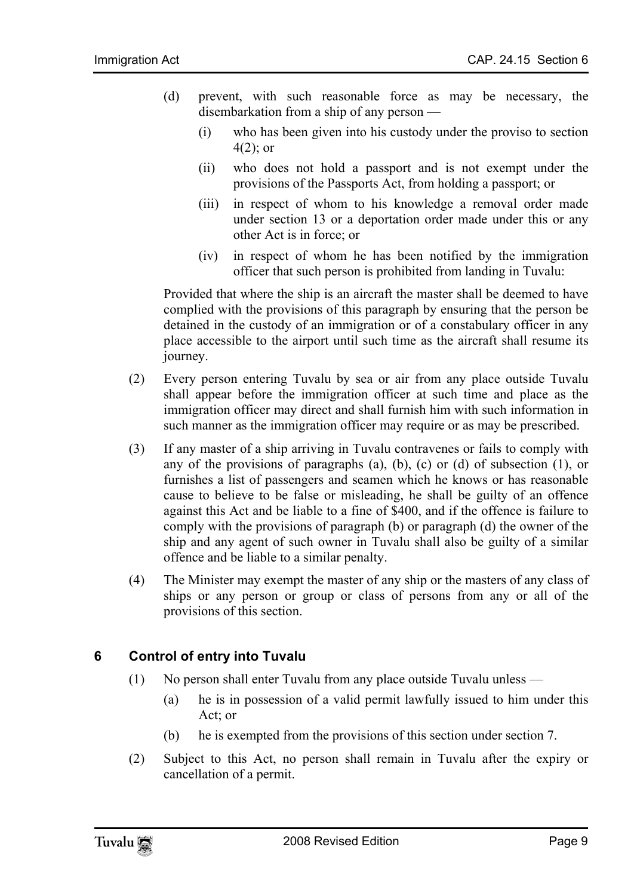(d) prevent, with such reasonable force as may be necessary, the disembarkation from a ship of any person —

   (i) who has been given into his custody under the proviso to section 4(2); or

   (ii) who does not hold a passport and is not exempt under the provisions of the Passports Act, from holding a passport; or

   (iii) in respect of whom to his knowledge a removal order made under section 13 or a deportation order made under this or any other Act is in force; or

   (iv) in respect of whom he has been notified by the immigration officer that such person is prohibited from landing in Tuvalu:

Provided that where the ship is an aircraft the master shall be deemed to have complied with the provisions of this paragraph by ensuring that the person be detained in the custody of an immigration or of a constabulary officer in any place accessible to the airport until such time as the aircraft shall resume its journey.

(2) Every person entering Tuvalu by sea or air from any place outside Tuvalu shall appear before the immigration officer at such time and place as the immigration officer may direct and shall furnish him with such information in such manner as the immigration officer may require or as may be prescribed.

(3) If any master of a ship arriving in Tuvalu contravenes or fails to comply with any of the provisions of paragraphs (a), (b), (c) or (d) of subsection (1), or furnishes a list of passengers and seamen which he knows or has reasonable cause to believe to be false or misleading, he shall be guilty of an offence against this Act and be liable to a fine of $400, and if the offence is failure to comply with the provisions of paragraph (b) or paragraph (d) the owner of the ship and any agent of such owner in Tuvalu shall also be guilty of a similar offence and be liable to a similar penalty.

(4) The Minister may exempt the master of any ship or the masters of any class of ships or any person or group or class of persons from any or all of the provisions of this section.

### 6 Control of entry into Tuvalu

(1) No person shall enter Tuvalu from any place outside Tuvalu unless —

   (a) he is in possession of a valid permit lawfully issued to him under this Act; or

   (b) he is exempted from the provisions of this section under section 7.

(2) Subject to this Act, no person shall remain in Tuvalu after the expiry or cancellation of a permit.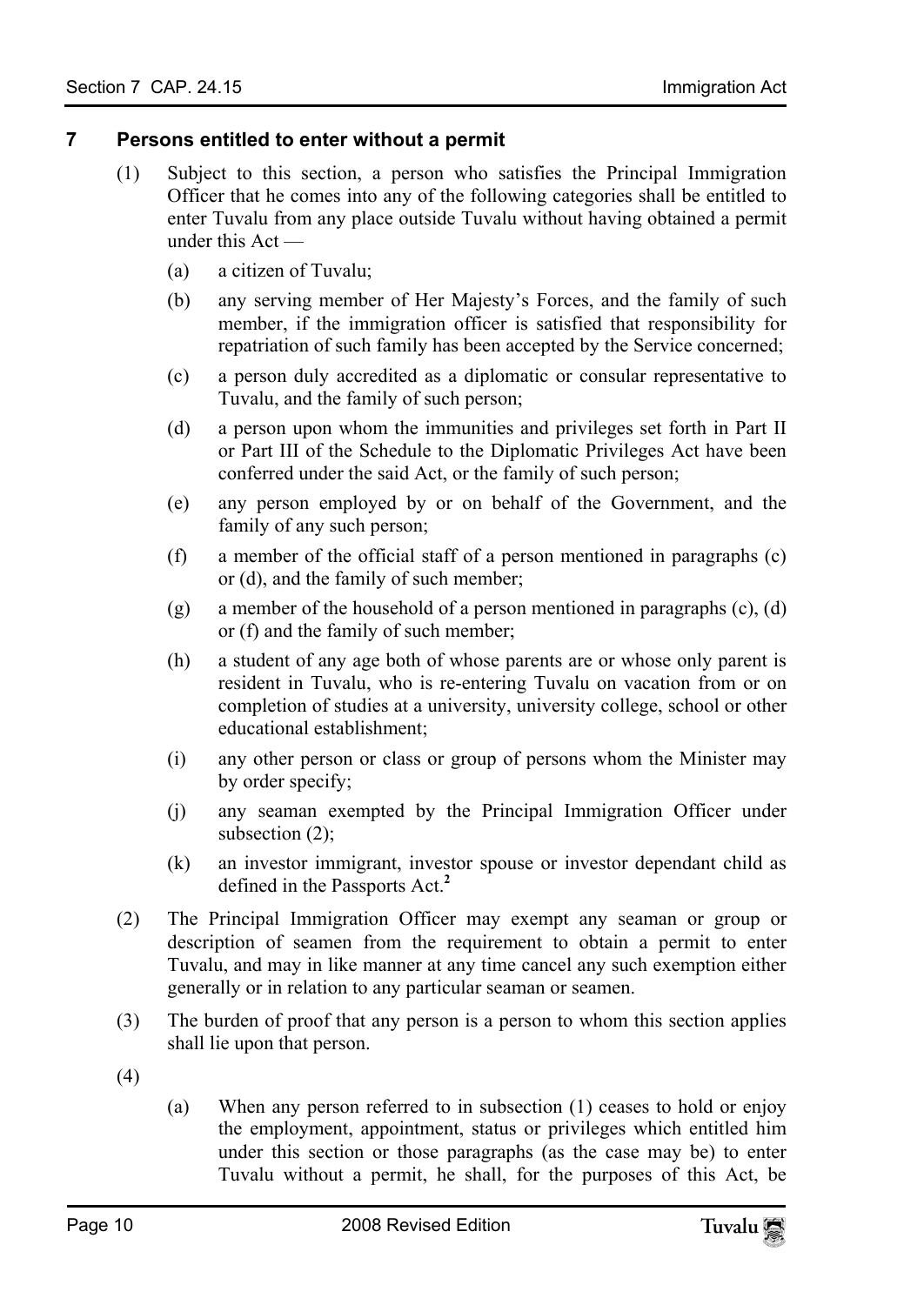## 7 Persons entitled to enter without a permit

(1) Subject to this section, a person who satisfies the Principal Immigration Officer that he comes into any of the following categories shall be entitled to enter Tuvalu from any place outside Tuvalu without having obtained a permit under this Act —

- (a) a citizen of Tuvalu;
- (b) any serving member of Her Majesty's Forces, and the family of such member, if the immigration officer is satisfied that responsibility for repatriation of such family has been accepted by the Service concerned;
- (c) a person duly accredited as a diplomatic or consular representative to Tuvalu, and the family of such person;
- (d) a person upon whom the immunities and privileges set forth in Part II or Part III of the Schedule to the Diplomatic Privileges Act have been conferred under the said Act, or the family of such person;
- (e) any person employed by or on behalf of the Government, and the family of any such person;
- (f) a member of the official staff of a person mentioned in paragraphs (c) or (d), and the family of such member;
- (g) a member of the household of a person mentioned in paragraphs (c), (d) or (f) and the family of such member;
- (h) a student of any age both of whose parents are or whose only parent is resident in Tuvalu, who is re-entering Tuvalu on vacation from or on completion of studies at a university, university college, school or other educational establishment;
- (i) any other person or class or group of persons whom the Minister may by order specify;
- (j) any seaman exempted by the Principal Immigration Officer under subsection (2);
- (k) an investor immigrant, investor spouse or investor dependant child as defined in the Passports Act.[2]

(2) The Principal Immigration Officer may exempt any seaman or group or description of seamen from the requirement to obtain a permit to enter Tuvalu, and may in like manner at any time cancel any such exemption either generally or in relation to any particular seaman or seamen.

(3) The burden of proof that any person is a person to whom this section applies shall lie upon that person.

(4)

- (a) When any person referred to in subsection (1) ceases to hold or enjoy the employment, appointment, status or privileges which entitled him under this section or those paragraphs (as the case may be) to enter Tuvalu without a permit, he shall, for the purposes of this Act, be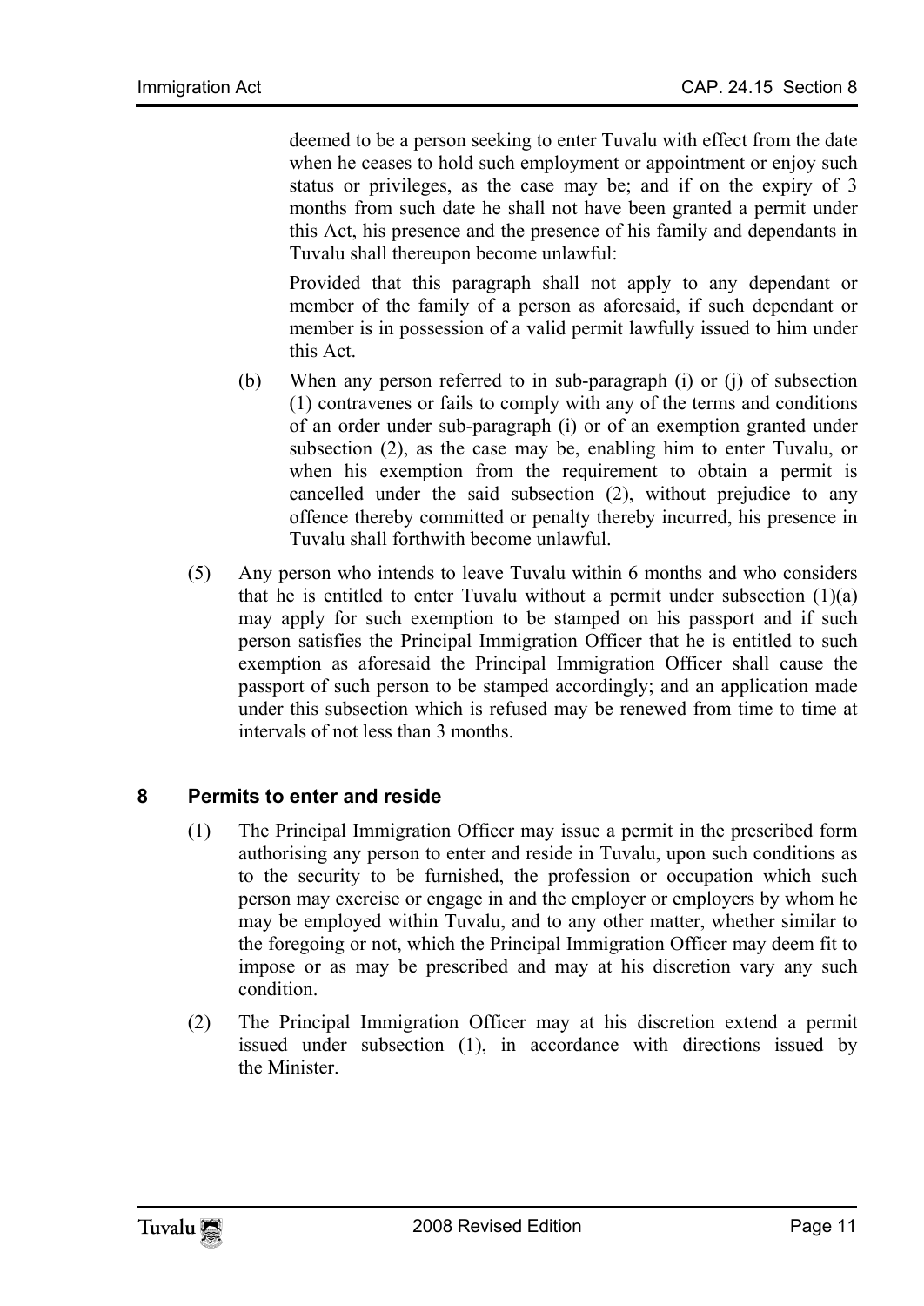deemed to be a person seeking to enter Tuvalu with effect from the date when he ceases to hold such employment or appointment or enjoy such status or privileges, as the case may be; and if on the expiry of 3 months from such date he shall not have been granted a permit under this Act, his presence and the presence of his family and dependants in Tuvalu shall thereupon become unlawful:

Provided that this paragraph shall not apply to any dependant or member of the family of a person as aforesaid, if such dependant or member is in possession of a valid permit lawfully issued to him under this Act.

(b) When any person referred to in sub-paragraph (i) or (j) of subsection (1) contravenes or fails to comply with any of the terms and conditions of an order under sub-paragraph (i) or of an exemption granted under subsection (2), as the case may be, enabling him to enter Tuvalu, or when his exemption from the requirement to obtain a permit is cancelled under the said subsection (2), without prejudice to any offence thereby committed or penalty thereby incurred, his presence in Tuvalu shall forthwith become unlawful.

(5) Any person who intends to leave Tuvalu within 6 months and who considers that he is entitled to enter Tuvalu without a permit under subsection (1)(a) may apply for such exemption to be stamped on his passport and if such person satisfies the Principal Immigration Officer that he is entitled to such exemption as aforesaid the Principal Immigration Officer shall cause the passport of such person to be stamped accordingly; and an application made under this subsection which is refused may be renewed from time to time at intervals of not less than 3 months.

## 8 Permits to enter and reside

(1) The Principal Immigration Officer may issue a permit in the prescribed form authorising any person to enter and reside in Tuvalu, upon such conditions as to the security to be furnished, the profession or occupation which such person may exercise or engage in and the employer or employers by whom he may be employed within Tuvalu, and to any other matter, whether similar to the foregoing or not, which the Principal Immigration Officer may deem fit to impose or as may be prescribed and may at his discretion vary any such condition.

(2) The Principal Immigration Officer may at his discretion extend a permit issued under subsection (1), in accordance with directions issued by the Minister.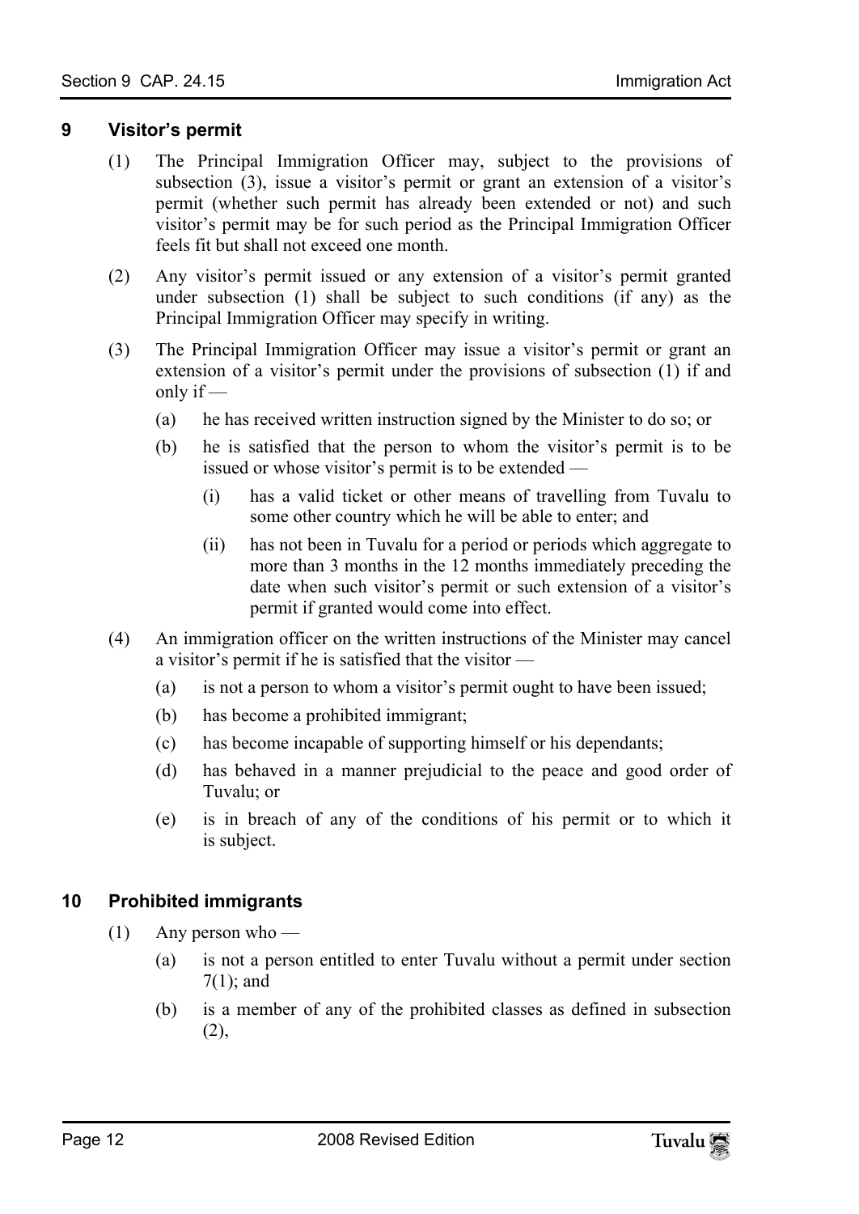### 9 Visitor's permit

(1) The Principal Immigration Officer may, subject to the provisions of subsection (3), issue a visitor's permit or grant an extension of a visitor's permit (whether such permit has already been extended or not) and such visitor's permit may be for such period as the Principal Immigration Officer feels fit but shall not exceed one month.

(2) Any visitor's permit issued or any extension of a visitor's permit granted under subsection (1) shall be subject to such conditions (if any) as the Principal Immigration Officer may specify in writing.

(3) The Principal Immigration Officer may issue a visitor's permit or grant an extension of a visitor's permit under the provisions of subsection (1) if and only if —

- (a) he has received written instruction signed by the Minister to do so; or
- (b) he is satisfied that the person to whom the visitor's permit is to be issued or whose visitor's permit is to be extended —
  - (i) has a valid ticket or other means of travelling from Tuvalu to some other country which he will be able to enter; and
  - (ii) has not been in Tuvalu for a period or periods which aggregate to more than 3 months in the 12 months immediately preceding the date when such visitor's permit or such extension of a visitor's permit if granted would come into effect.

(4) An immigration officer on the written instructions of the Minister may cancel a visitor's permit if he is satisfied that the visitor —

- (a) is not a person to whom a visitor's permit ought to have been issued;
- (b) has become a prohibited immigrant;
- (c) has become incapable of supporting himself or his dependants;
- (d) has behaved in a manner prejudicial to the peace and good order of Tuvalu; or
- (e) is in breach of any of the conditions of his permit or to which it is subject.

### 10 Prohibited immigrants

(1) Any person who —

- (a) is not a person entitled to enter Tuvalu without a permit under section 7(1); and
- (b) is a member of any of the prohibited classes as defined in subsection (2),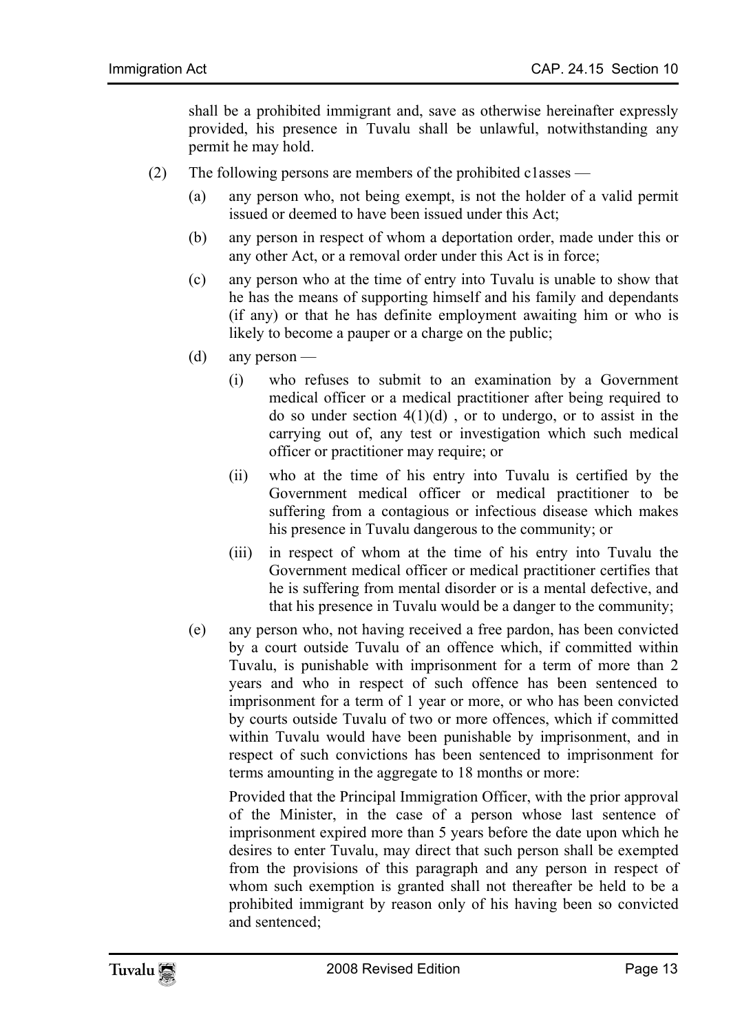shall be a prohibited immigrant and, save as otherwise hereinafter expressly provided, his presence in Tuvalu shall be unlawful, notwithstanding any permit he may hold.

(2) The following persons are members of the prohibited c1asses —

(a) any person who, not being exempt, is not the holder of a valid permit issued or deemed to have been issued under this Act;

(b) any person in respect of whom a deportation order, made under this or any other Act, or a removal order under this Act is in force;

(c) any person who at the time of entry into Tuvalu is unable to show that he has the means of supporting himself and his family and dependants (if any) or that he has definite employment awaiting him or who is likely to become a pauper or a charge on the public;

(d) any person —

(i) who refuses to submit to an examination by a Government medical officer or a medical practitioner after being required to do so under section 4(1)(d) , or to undergo, or to assist in the carrying out of, any test or investigation which such medical officer or practitioner may require; or

(ii) who at the time of his entry into Tuvalu is certified by the Government medical officer or medical practitioner to be suffering from a contagious or infectious disease which makes his presence in Tuvalu dangerous to the community; or

(iii) in respect of whom at the time of his entry into Tuvalu the Government medical officer or medical practitioner certifies that he is suffering from mental disorder or is a mental defective, and that his presence in Tuvalu would be a danger to the community;

(e) any person who, not having received a free pardon, has been convicted by a court outside Tuvalu of an offence which, if committed within Tuvalu, is punishable with imprisonment for a term of more than 2 years and who in respect of such offence has been sentenced to imprisonment for a term of 1 year or more, or who has been convicted by courts outside Tuvalu of two or more offences, which if committed within Tuvalu would have been punishable by imprisonment, and in respect of such convictions has been sentenced to imprisonment for terms amounting in the aggregate to 18 months or more:

Provided that the Principal Immigration Officer, with the prior approval of the Minister, in the case of a person whose last sentence of imprisonment expired more than 5 years before the date upon which he desires to enter Tuvalu, may direct that such person shall be exempted from the provisions of this paragraph and any person in respect of whom such exemption is granted shall not thereafter be held to be a prohibited immigrant by reason only of his having been so convicted and sentenced;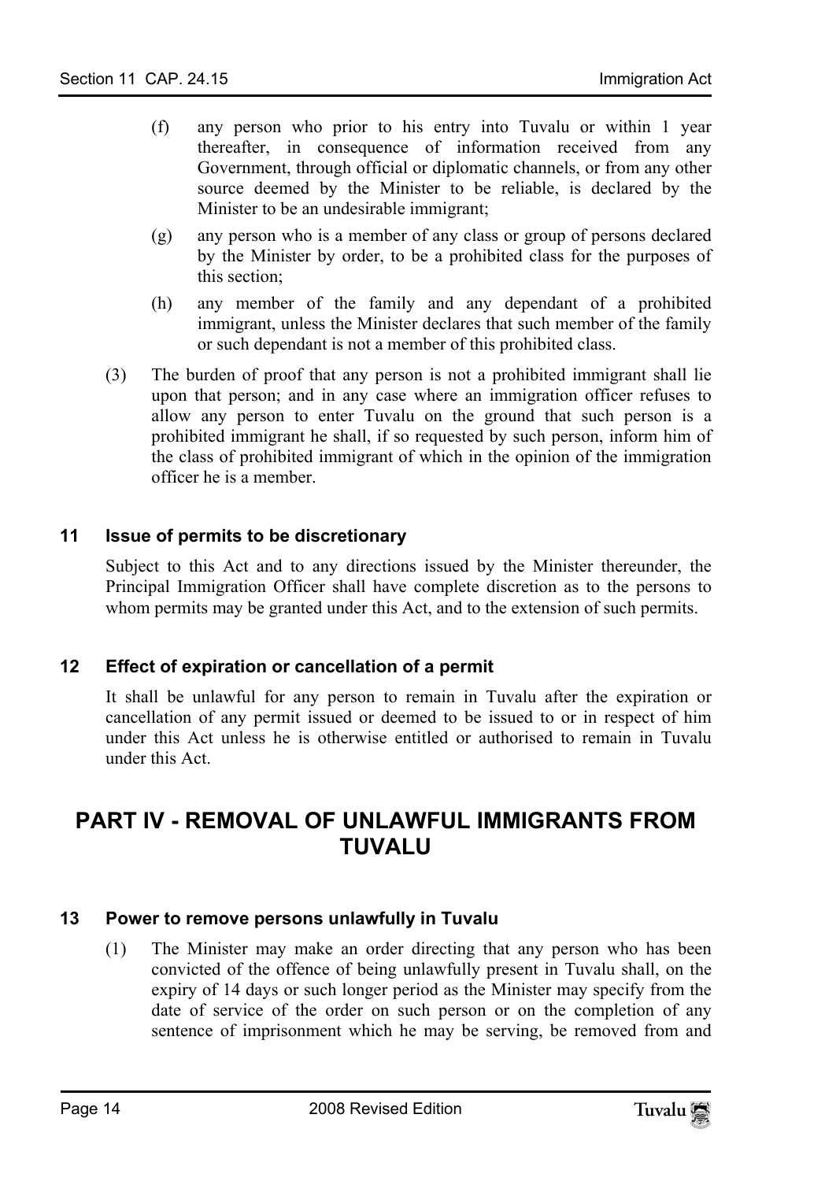(f) any person who prior to his entry into Tuvalu or within 1 year thereafter, in consequence of information received from any Government, through official or diplomatic channels, or from any other source deemed by the Minister to be reliable, is declared by the Minister to be an undesirable immigrant;

(g) any person who is a member of any class or group of persons declared by the Minister by order, to be a prohibited class for the purposes of this section;

(h) any member of the family and any dependant of a prohibited immigrant, unless the Minister declares that such member of the family or such dependant is not a member of this prohibited class.

(3) The burden of proof that any person is not a prohibited immigrant shall lie upon that person; and in any case where an immigration officer refuses to allow any person to enter Tuvalu on the ground that such person is a prohibited immigrant he shall, if so requested by such person, inform him of the class of prohibited immigrant of which in the opinion of the immigration officer he is a member.

### 11 Issue of permits to be discretionary

Subject to this Act and to any directions issued by the Minister thereunder, the Principal Immigration Officer shall have complete discretion as to the persons to whom permits may be granted under this Act, and to the extension of such permits.

### 12 Effect of expiration or cancellation of a permit

It shall be unlawful for any person to remain in Tuvalu after the expiration or cancellation of any permit issued or deemed to be issued to or in respect of him under this Act unless he is otherwise entitled or authorised to remain in Tuvalu under this Act.

## PART IV - REMOVAL OF UNLAWFUL IMMIGRANTS FROM TUVALU

### 13 Power to remove persons unlawfully in Tuvalu

(1) The Minister may make an order directing that any person who has been convicted of the offence of being unlawfully present in Tuvalu shall, on the expiry of 14 days or such longer period as the Minister may specify from the date of service of the order on such person or on the completion of any sentence of imprisonment which he may be serving, be removed from and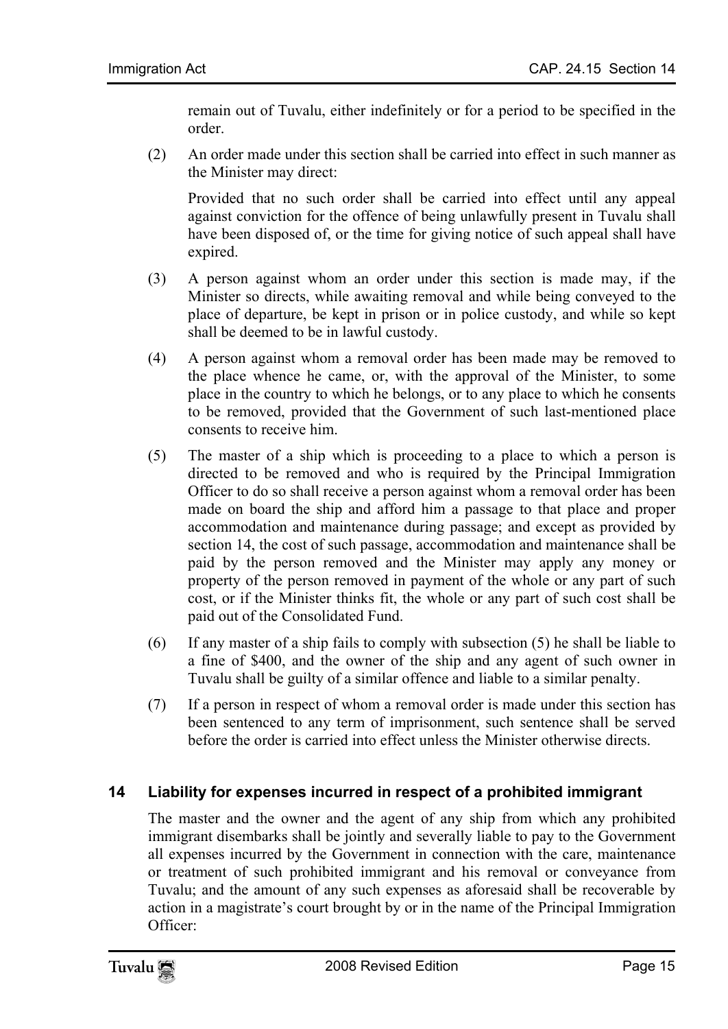remain out of Tuvalu, either indefinitely or for a period to be specified in the order.

(2) An order made under this section shall be carried into effect in such manner as the Minister may direct:

Provided that no such order shall be carried into effect until any appeal against conviction for the offence of being unlawfully present in Tuvalu shall have been disposed of, or the time for giving notice of such appeal shall have expired.

(3) A person against whom an order under this section is made may, if the Minister so directs, while awaiting removal and while being conveyed to the place of departure, be kept in prison or in police custody, and while so kept shall be deemed to be in lawful custody.

(4) A person against whom a removal order has been made may be removed to the place whence he came, or, with the approval of the Minister, to some place in the country to which he belongs, or to any place to which he consents to be removed, provided that the Government of such last-mentioned place consents to receive him.

(5) The master of a ship which is proceeding to a place to which a person is directed to be removed and who is required by the Principal Immigration Officer to do so shall receive a person against whom a removal order has been made on board the ship and afford him a passage to that place and proper accommodation and maintenance during passage; and except as provided by section 14, the cost of such passage, accommodation and maintenance shall be paid by the person removed and the Minister may apply any money or property of the person removed in payment of the whole or any part of such cost, or if the Minister thinks fit, the whole or any part of such cost shall be paid out of the Consolidated Fund.

(6) If any master of a ship fails to comply with subsection (5) he shall be liable to a fine of $400, and the owner of the ship and any agent of such owner in Tuvalu shall be guilty of a similar offence and liable to a similar penalty.

(7) If a person in respect of whom a removal order is made under this section has been sentenced to any term of imprisonment, such sentence shall be served before the order is carried into effect unless the Minister otherwise directs.

## 14 Liability for expenses incurred in respect of a prohibited immigrant

The master and the owner and the agent of any ship from which any prohibited immigrant disembarks shall be jointly and severally liable to pay to the Government all expenses incurred by the Government in connection with the care, maintenance or treatment of such prohibited immigrant and his removal or conveyance from Tuvalu; and the amount of any such expenses as aforesaid shall be recoverable by action in a magistrate's court brought by or in the name of the Principal Immigration Officer: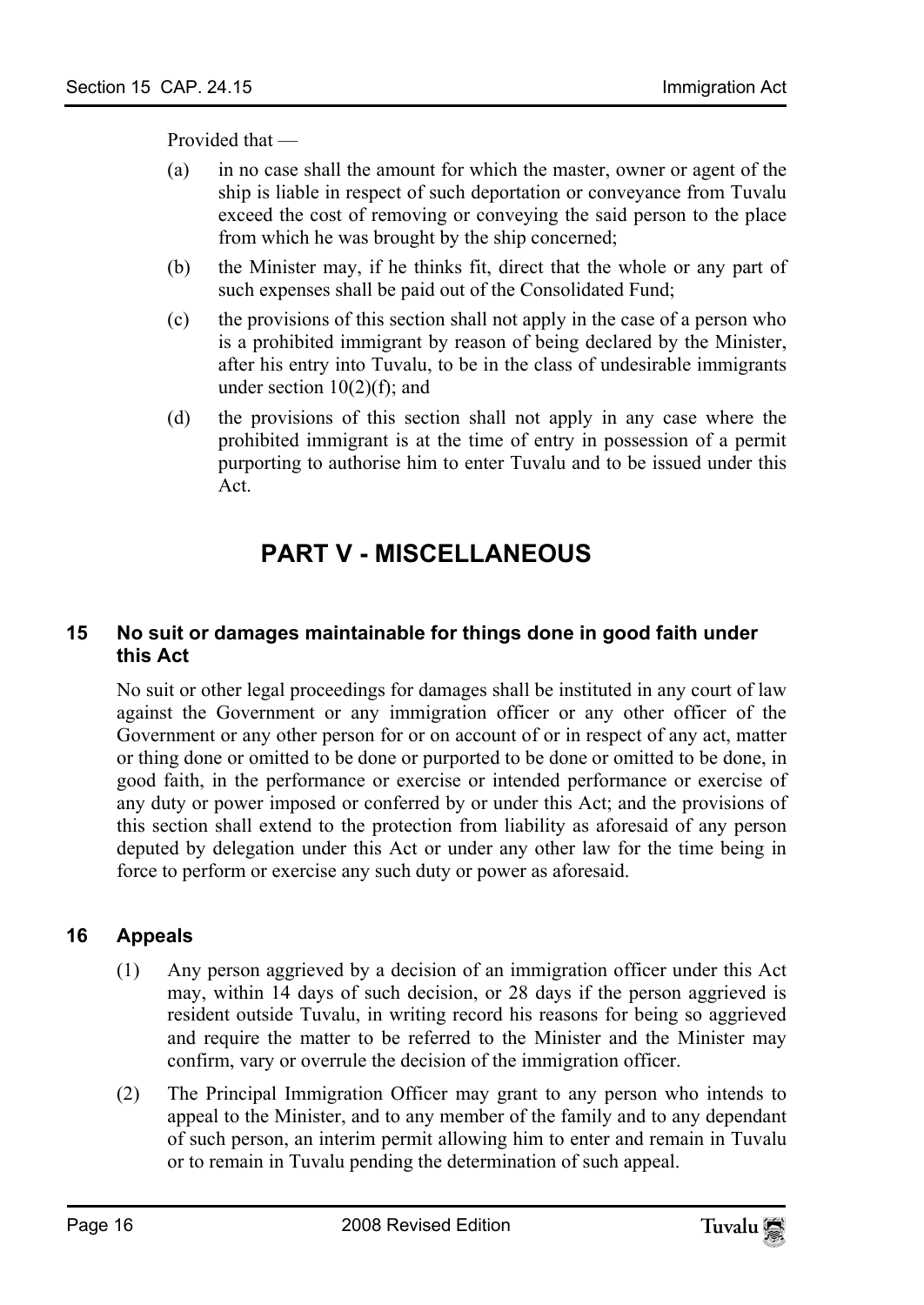Provided that —

(a) in no case shall the amount for which the master, owner or agent of the ship is liable in respect of such deportation or conveyance from Tuvalu exceed the cost of removing or conveying the said person to the place from which he was brought by the ship concerned;

(b) the Minister may, if he thinks fit, direct that the whole or any part of such expenses shall be paid out of the Consolidated Fund;

(c) the provisions of this section shall not apply in the case of a person who is a prohibited immigrant by reason of being declared by the Minister, after his entry into Tuvalu, to be in the class of undesirable immigrants under section 10(2)(f); and

(d) the provisions of this section shall not apply in any case where the prohibited immigrant is at the time of entry in possession of a permit purporting to authorise him to enter Tuvalu and to be issued under this Act.

# PART V - MISCELLANEOUS

### 15 No suit or damages maintainable for things done in good faith under this Act

No suit or other legal proceedings for damages shall be instituted in any court of law against the Government or any immigration officer or any other officer of the Government or any other person for or on account of or in respect of any act, matter or thing done or omitted to be done or purported to be done or omitted to be done, in good faith, in the performance or exercise or intended performance or exercise of any duty or power imposed or conferred by or under this Act; and the provisions of this section shall extend to the protection from liability as aforesaid of any person deputed by delegation under this Act or under any other law for the time being in force to perform or exercise any such duty or power as aforesaid.

### 16 Appeals

(1) Any person aggrieved by a decision of an immigration officer under this Act may, within 14 days of such decision, or 28 days if the person aggrieved is resident outside Tuvalu, in writing record his reasons for being so aggrieved and require the matter to be referred to the Minister and the Minister may confirm, vary or overrule the decision of the immigration officer.

(2) The Principal Immigration Officer may grant to any person who intends to appeal to the Minister, and to any member of the family and to any dependant of such person, an interim permit allowing him to enter and remain in Tuvalu or to remain in Tuvalu pending the determination of such appeal.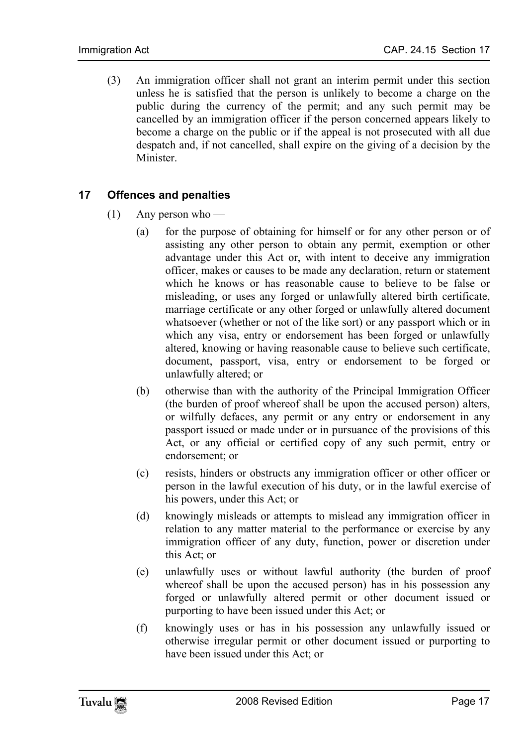(3) An immigration officer shall not grant an interim permit under this section unless he is satisfied that the person is unlikely to become a charge on the public during the currency of the permit; and any such permit may be cancelled by an immigration officer if the person concerned appears likely to become a charge on the public or if the appeal is not prosecuted with all due despatch and, if not cancelled, shall expire on the giving of a decision by the Minister.

## 17 Offences and penalties

(1) Any person who —

(a) for the purpose of obtaining for himself or for any other person or of assisting any other person to obtain any permit, exemption or other advantage under this Act or, with intent to deceive any immigration officer, makes or causes to be made any declaration, return or statement which he knows or has reasonable cause to believe to be false or misleading, or uses any forged or unlawfully altered birth certificate, marriage certificate or any other forged or unlawfully altered document whatsoever (whether or not of the like sort) or any passport which or in which any visa, entry or endorsement has been forged or unlawfully altered, knowing or having reasonable cause to believe such certificate, document, passport, visa, entry or endorsement to be forged or unlawfully altered; or

(b) otherwise than with the authority of the Principal Immigration Officer (the burden of proof whereof shall be upon the accused person) alters, or wilfully defaces, any permit or any entry or endorsement in any passport issued or made under or in pursuance of the provisions of this Act, or any official or certified copy of any such permit, entry or endorsement; or

(c) resists, hinders or obstructs any immigration officer or other officer or person in the lawful execution of his duty, or in the lawful exercise of his powers, under this Act; or

(d) knowingly misleads or attempts to mislead any immigration officer in relation to any matter material to the performance or exercise by any immigration officer of any duty, function, power or discretion under this Act; or

(e) unlawfully uses or without lawful authority (the burden of proof whereof shall be upon the accused person) has in his possession any forged or unlawfully altered permit or other document issued or purporting to have been issued under this Act; or

(f) knowingly uses or has in his possession any unlawfully issued or otherwise irregular permit or other document issued or purporting to have been issued under this Act; or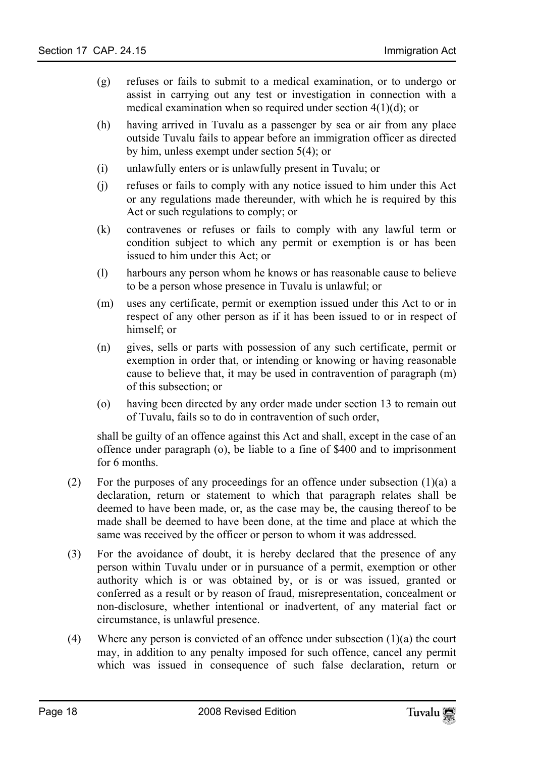(g) refuses or fails to submit to a medical examination, or to undergo or assist in carrying out any test or investigation in connection with a medical examination when so required under section 4(1)(d); or

(h) having arrived in Tuvalu as a passenger by sea or air from any place outside Tuvalu fails to appear before an immigration officer as directed by him, unless exempt under section 5(4); or

(i) unlawfully enters or is unlawfully present in Tuvalu; or

(j) refuses or fails to comply with any notice issued to him under this Act or any regulations made thereunder, with which he is required by this Act or such regulations to comply; or

(k) contravenes or refuses or fails to comply with any lawful term or condition subject to which any permit or exemption is or has been issued to him under this Act; or

(l) harbours any person whom he knows or has reasonable cause to believe to be a person whose presence in Tuvalu is unlawful; or

(m) uses any certificate, permit or exemption issued under this Act to or in respect of any other person as if it has been issued to or in respect of himself; or

(n) gives, sells or parts with possession of any such certificate, permit or exemption in order that, or intending or knowing or having reasonable cause to believe that, it may be used in contravention of paragraph (m) of this subsection; or

(o) having been directed by any order made under section 13 to remain out of Tuvalu, fails so to do in contravention of such order,

shall be guilty of an offence against this Act and shall, except in the case of an offence under paragraph (o), be liable to a fine of $400 and to imprisonment for 6 months.

(2) For the purposes of any proceedings for an offence under subsection (1)(a) a declaration, return or statement to which that paragraph relates shall be deemed to have been made, or, as the case may be, the causing thereof to be made shall be deemed to have been done, at the time and place at which the same was received by the officer or person to whom it was addressed.

(3) For the avoidance of doubt, it is hereby declared that the presence of any person within Tuvalu under or in pursuance of a permit, exemption or other authority which is or was obtained by, or is or was issued, granted or conferred as a result or by reason of fraud, misrepresentation, concealment or non-disclosure, whether intentional or inadvertent, of any material fact or circumstance, is unlawful presence.

(4) Where any person is convicted of an offence under subsection (1)(a) the court may, in addition to any penalty imposed for such offence, cancel any permit which was issued in consequence of such false declaration, return or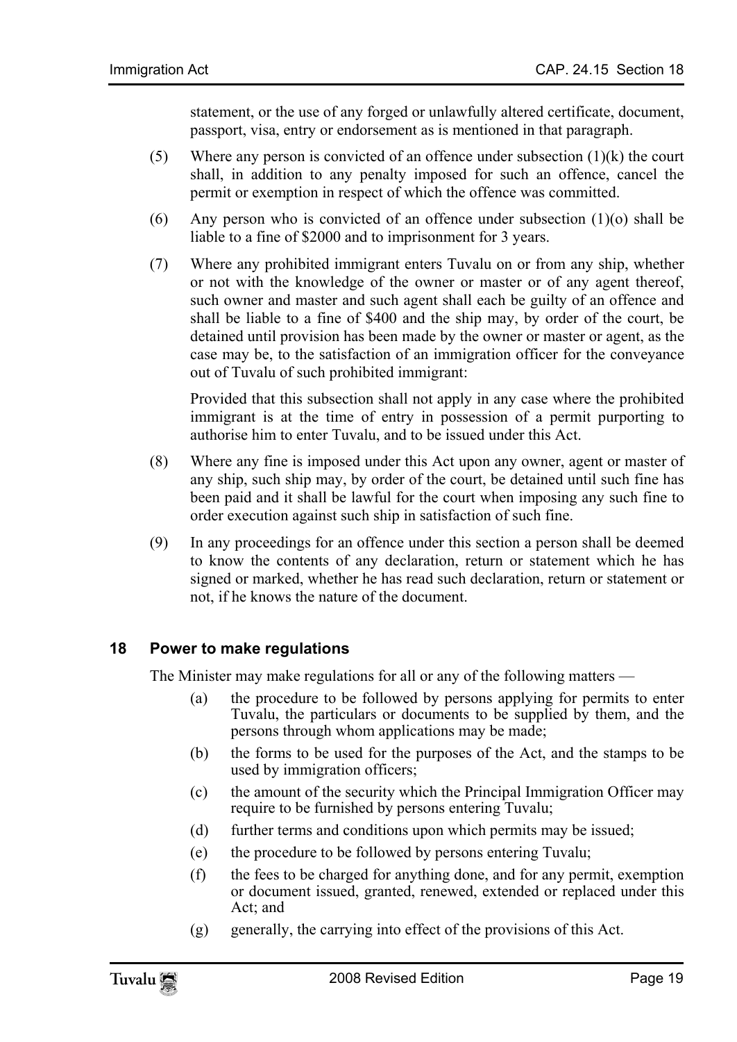statement, or the use of any forged or unlawfully altered certificate, document, passport, visa, entry or endorsement as is mentioned in that paragraph.

(5) Where any person is convicted of an offence under subsection (1)(k) the court shall, in addition to any penalty imposed for such an offence, cancel the permit or exemption in respect of which the offence was committed.

(6) Any person who is convicted of an offence under subsection (1)(o) shall be liable to a fine of $2000 and to imprisonment for 3 years.

(7) Where any prohibited immigrant enters Tuvalu on or from any ship, whether or not with the knowledge of the owner or master or of any agent thereof, such owner and master and such agent shall each be guilty of an offence and shall be liable to a fine of $400 and the ship may, by order of the court, be detained until provision has been made by the owner or master or agent, as the case may be, to the satisfaction of an immigration officer for the conveyance out of Tuvalu of such prohibited immigrant:

Provided that this subsection shall not apply in any case where the prohibited immigrant is at the time of entry in possession of a permit purporting to authorise him to enter Tuvalu, and to be issued under this Act.

(8) Where any fine is imposed under this Act upon any owner, agent or master of any ship, such ship may, by order of the court, be detained until such fine has been paid and it shall be lawful for the court when imposing any such fine to order execution against such ship in satisfaction of such fine.

(9) In any proceedings for an offence under this section a person shall be deemed to know the contents of any declaration, return or statement which he has signed or marked, whether he has read such declaration, return or statement or not, if he knows the nature of the document.

## 18 Power to make regulations

The Minister may make regulations for all or any of the following matters —

(a) the procedure to be followed by persons applying for permits to enter Tuvalu, the particulars or documents to be supplied by them, and the persons through whom applications may be made;

(b) the forms to be used for the purposes of the Act, and the stamps to be used by immigration officers;

(c) the amount of the security which the Principal Immigration Officer may require to be furnished by persons entering Tuvalu;

(d) further terms and conditions upon which permits may be issued;

(e) the procedure to be followed by persons entering Tuvalu;

(f) the fees to be charged for anything done, and for any permit, exemption or document issued, granted, renewed, extended or replaced under this Act; and

(g) generally, the carrying into effect of the provisions of this Act.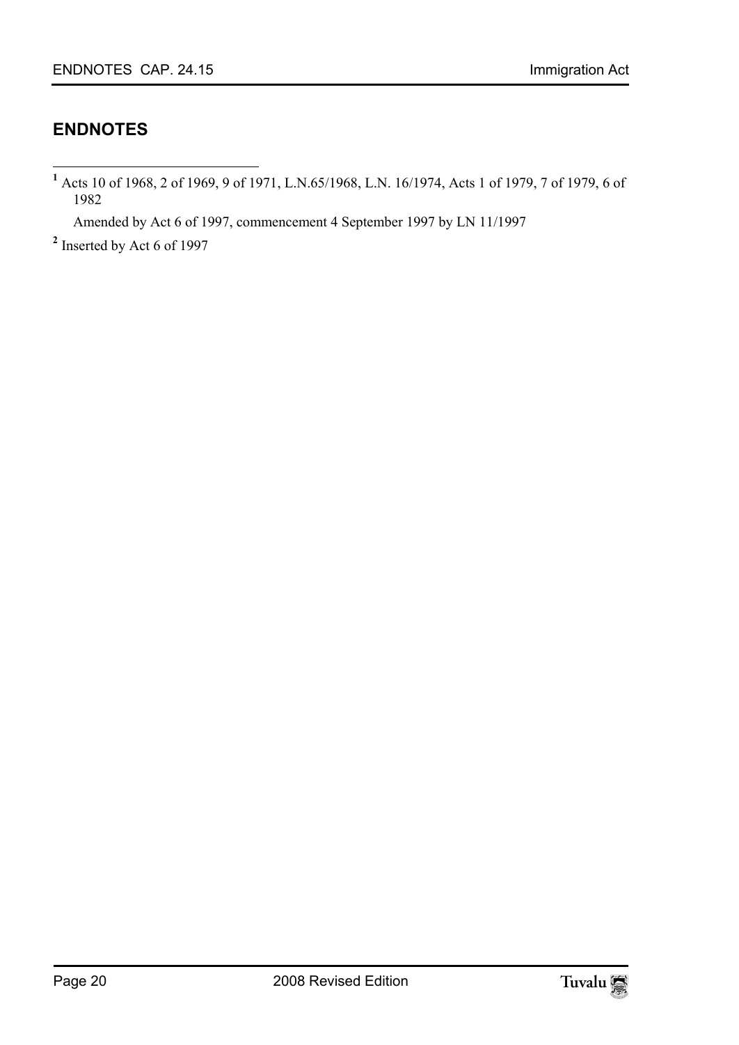## ENDNOTES

[1] Acts 10 of 1968, 2 of 1969, 9 of 1971, L.N.65/1968, L.N. 16/1974, Acts 1 of 1979, 7 of 1979, 6 of 1982

Amended by Act 6 of 1997, commencement 4 September 1997 by LN 11/1997

[2] Inserted by Act 6 of 1997